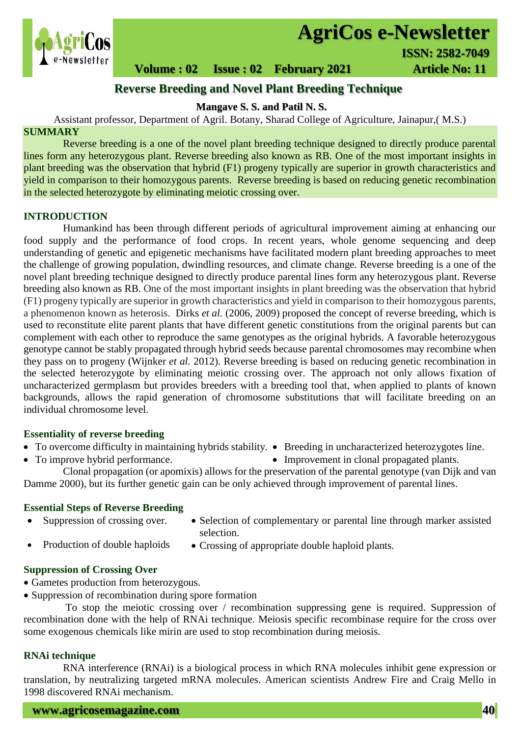# Reverse Breeding and Novel Plant Breeding Technique

**Mangave S. S. and Patil N. S.**

Assistant professor, Department of Agril. Botany, Sharad College of Agriculture, Jainapur,( M.S.)

## SUMMARY

Reverse breeding is a one of the novel plant breeding technique designed to directly produce parental lines form any heterozygous plant. Reverse breeding also known as RB. One of the most important insights in plant breeding was the observation that hybrid (F1) progeny typically are superior in growth characteristics and yield in comparison to their homozygous parents. Reverse breeding is based on reducing genetic recombination in the selected heterozygote by eliminating meiotic crossing over.

## INTRODUCTION

Humankind has been through different periods of agricultural improvement aiming at enhancing our food supply and the performance of food crops. In recent years, whole genome sequencing and deep understanding of genetic and epigenetic mechanisms have facilitated modern plant breeding approaches to meet the challenge of growing population, dwindling resources, and climate change. Reverse breeding is a one of the novel plant breeding technique designed to directly produce parental lines form any heterozygous plant. Reverse breeding also known as RB. One of the most important insights in plant breeding was the observation that hybrid (F1) progeny typically are superior in growth characteristics and yield in comparison to their homozygous parents, a phenomenon known as heterosis. Dirks *et al.* (2006, 2009) proposed the concept of reverse breeding, which is used to reconstitute elite parent plants that have different genetic constitutions from the original parents but can complement with each other to reproduce the same genotypes as the original hybrids. A favorable heterozygous genotype cannot be stably propagated through hybrid seeds because parental chromosomes may recombine when they pass on to progeny (Wijnker *et al.* 2012). Reverse breeding is based on reducing genetic recombination in the selected heterozygote by eliminating meiotic crossing over. The approach not only allows fixation of uncharacterized germplasm but provides breeders with a breeding tool that, when applied to plants of known backgrounds, allows the rapid generation of chromosome substitutions that will facilitate breeding on an individual chromosome level.

### Essentiality of reverse breeding

- To overcome difficulty in maintaining hybrids stability.
- To improve hybrid performance.
- Breeding in uncharacterized heterozygotes line.
- Improvement in clonal propagated plants.

Clonal propagation (or apomixis) allows for the preservation of the parental genotype (van Dijk and van Damme 2000), but its further genetic gain can be only achieved through improvement of parental lines.

### Essential Steps of Reverse Breeding

- Suppression of crossing over.
- Production of double haploids
- Selection of complementary or parental line through marker assisted selection.
- Crossing of appropriate double haploid plants.

### Suppression of Crossing Over

- Gametes production from heterozygous.
- Suppression of recombination during spore formation

To stop the meiotic crossing over / recombination suppressing gene is required. Suppression of recombination done with the help of RNAi technique. Meiosis specific recombinase require for the cross over some exogenous chemicals like mirin are used to stop recombination during meiosis.

### RNAi technique

RNA interference (RNAi) is a biological process in which RNA molecules inhibit gene expression or translation, by neutralizing targeted mRNA molecules. American scientists Andrew Fire and Craig Mello in 1998 discovered RNAi mechanism.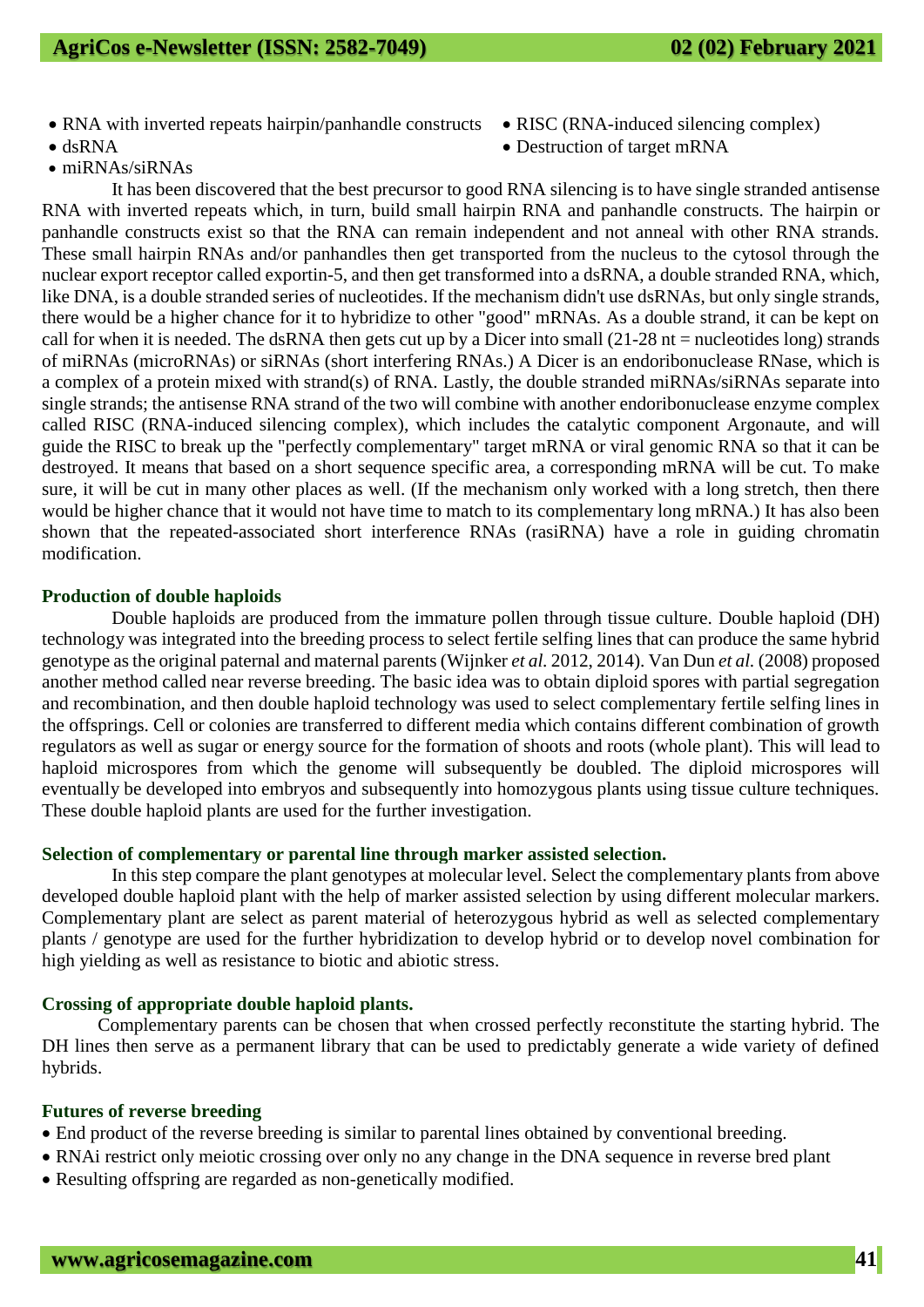- RNA with inverted repeats hairpin/panhandle constructs
- dsRNA
- miRNAs/siRNAs
- RISC (RNA-induced silencing complex)
- Destruction of target mRNA

It has been discovered that the best precursor to good RNA silencing is to have single stranded antisense RNA with inverted repeats which, in turn, build small hairpin RNA and panhandle constructs. The hairpin or panhandle constructs exist so that the RNA can remain independent and not anneal with other RNA strands. These small hairpin RNAs and/or panhandles then get transported from the nucleus to the cytosol through the nuclear export receptor called exportin-5, and then get transformed into a dsRNA, a double stranded RNA, which, like DNA, is a double stranded series of nucleotides. If the mechanism didn't use dsRNAs, but only single strands, there would be a higher chance for it to hybridize to other "good" mRNAs. As a double strand, it can be kept on call for when it is needed. The dsRNA then gets cut up by a Dicer into small (21-28 nt = nucleotides long) strands of miRNAs (microRNAs) or siRNAs (short interfering RNAs.) A Dicer is an endoribonuclease RNase, which is a complex of a protein mixed with strand(s) of RNA. Lastly, the double stranded miRNAs/siRNAs separate into single strands; the antisense RNA strand of the two will combine with another endoribonuclease enzyme complex called RISC (RNA-induced silencing complex), which includes the catalytic component Argonaute, and will guide the RISC to break up the "perfectly complementary" target mRNA or viral genomic RNA so that it can be destroyed. It means that based on a short sequence specific area, a corresponding mRNA will be cut. To make sure, it will be cut in many other places as well. (If the mechanism only worked with a long stretch, then there would be higher chance that it would not have time to match to its complementary long mRNA.) It has also been shown that the repeated-associated short interference RNAs (rasiRNA) have a role in guiding chromatin modification.

**Production of double haploids**

Double haploids are produced from the immature pollen through tissue culture. Double haploid (DH) technology was integrated into the breeding process to select fertile selfing lines that can produce the same hybrid genotype as the original paternal and maternal parents (Wijnker *et al.* 2012, 2014). Van Dun *et al.* (2008) proposed another method called near reverse breeding. The basic idea was to obtain diploid spores with partial segregation and recombination, and then double haploid technology was used to select complementary fertile selfing lines in the offsprings. Cell or colonies are transferred to different media which contains different combination of growth regulators as well as sugar or energy source for the formation of shoots and roots (whole plant). This will lead to haploid microspores from which the genome will subsequently be doubled. The diploid microspores will eventually be developed into embryos and subsequently into homozygous plants using tissue culture techniques. These double haploid plants are used for the further investigation.

**Selection of complementary or parental line through marker assisted selection.**

In this step compare the plant genotypes at molecular level. Select the complementary plants from above developed double haploid plant with the help of marker assisted selection by using different molecular markers. Complementary plant are select as parent material of heterozygous hybrid as well as selected complementary plants / genotype are used for the further hybridization to develop hybrid or to develop novel combination for high yielding as well as resistance to biotic and abiotic stress.

**Crossing of appropriate double haploid plants.**

Complementary parents can be chosen that when crossed perfectly reconstitute the starting hybrid. The DH lines then serve as a permanent library that can be used to predictably generate a wide variety of defined hybrids.

**Futures of reverse breeding**

- End product of the reverse breeding is similar to parental lines obtained by conventional breeding.
- RNAi restrict only meiotic crossing over only no any change in the DNA sequence in reverse bred plant
- Resulting offspring are regarded as non-genetically modified.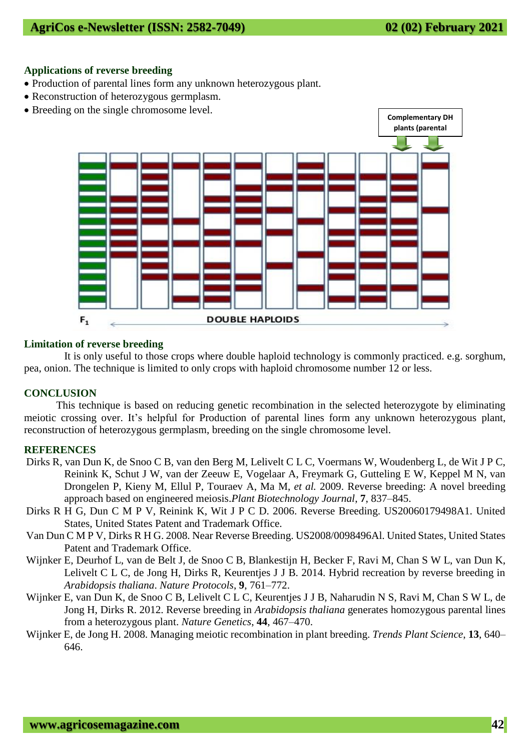### Applications of reverse breeding

- Production of parental lines form any unknown heterozygous plant.
- Reconstruction of heterozygous germplasm.
- Breeding on the single chromosome level.

Complementary DH plants (parental

$F_1$

DOUBLE HAPLOIDS

### Limitation of reverse breeding

It is only useful to those crops where double haploid technology is commonly practiced. e.g. sorghum, pea, onion. The technique is limited to only crops with haploid chromosome number 12 or less.

### CONCLUSION

This technique is based on reducing genetic recombination in the selected heterozygote by eliminating meiotic crossing over. It's helpful for Production of parental lines form any unknown heterozygous plant, reconstruction of heterozygous germplasm, breeding on the single chromosome level.

### REFERENCES

Dirks R, van Dun K, de Snoo C B, van den Berg M, Lelivelt C L C, Voermans W, Woudenberg L, de Wit J P C, Reinink K, Schut J W, van der Zeeuw E, Vogelaar A, Freymark G, Gutteling E W, Keppel M N, van Drongelen P, Kieny M, Ellul P, Touraev A, Ma M, *et al.* 2009. Reverse breeding: A novel breeding approach based on engineered meiosis.*Plant Biotechnology Journal*, **7**, 837–845.

Dirks R H G, Dun C M P V, Reinink K, Wit J P C D. 2006. Reverse Breeding. US20060179498A1. United States, United States Patent and Trademark Office.

Van Dun C M P V, Dirks R H G. 2008. Near Reverse Breeding. US2008/0098496Al. United States, United States Patent and Trademark Office.

Wijnker E, Deurhof L, van de Belt J, de Snoo C B, Blankestijn H, Becker F, Ravi M, Chan S W L, van Dun K, Lelivelt C L C, de Jong H, Dirks R, Keurentjes J J B. 2014. Hybrid recreation by reverse breeding in *Arabidopsis thaliana*. *Nature Protocols*, **9**, 761–772.

Wijnker E, van Dun K, de Snoo C B, Lelivelt C L C, Keurentjes J J B, Naharudin N S, Ravi M, Chan S W L, de Jong H, Dirks R. 2012. Reverse breeding in *Arabidopsis thaliana* generates homozygous parental lines from a heterozygous plant. *Nature Genetics*, **44**, 467–470.

Wijnker E, de Jong H. 2008. Managing meiotic recombination in plant breeding. *Trends Plant Science*, **13**, 640–646.